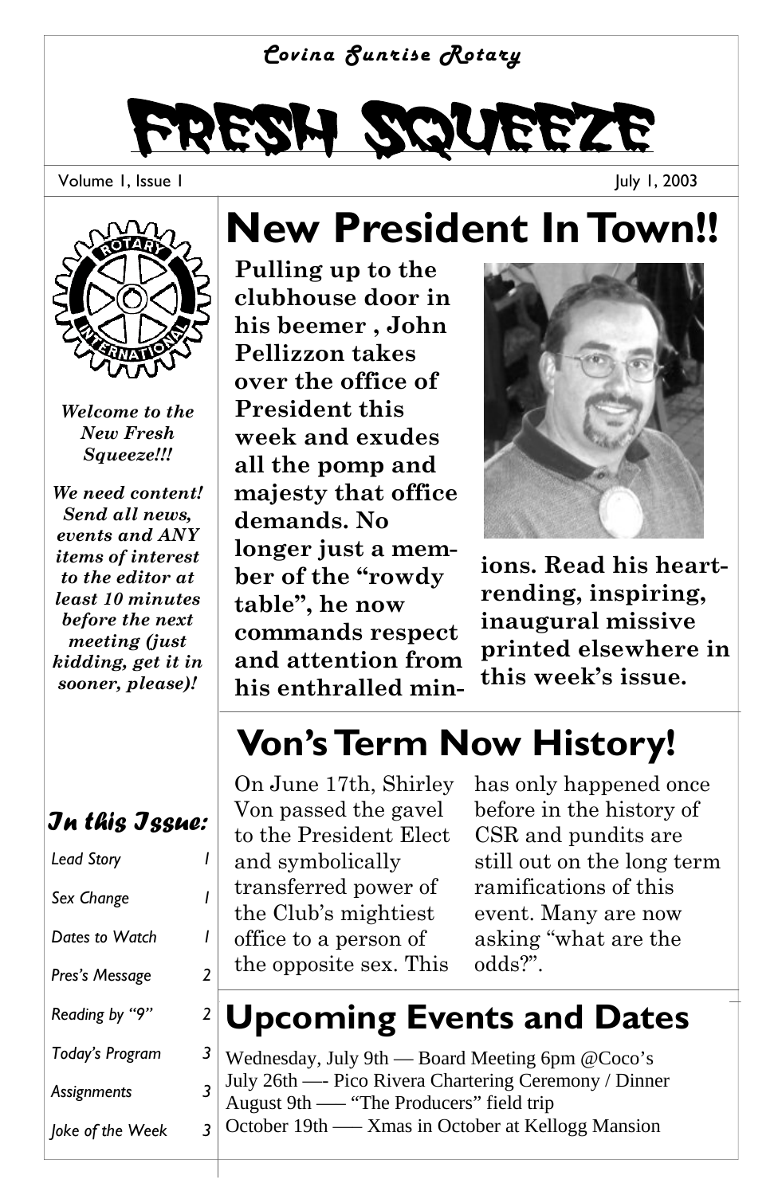*Covina Sunrise Rotary*

# FRESH SQUEEZE

Volume 1, Issue 1 — July 1, 2003

***Welcome to the New Fresh Squeeze!!!***

***We need content! Send all news, events and ANY items of interest to the editor at least 10 minutes before the next meeting (just kidding, get it in sooner, please)!***

## New President In Town!!

**Pulling up to the clubhouse door in his beemer , John Pellizzon takes over the office of President this week and exudes all the pomp and majesty that office demands. No longer just a member of the "rowdy table", he now commands respect and attention from his enthralled minions. Read his heart-rending, inspiring, inaugural missive printed elsewhere in this week's issue.**

## Von's Term Now History!

On June 17th, Shirley Von passed the gavel to the President Elect and symbolically transferred power of the Club's mightiest office to a person of the opposite sex. This has only happened once before in the history of CSR and pundits are still out on the long term ramifications of this event. Many are now asking "what are the odds?".

## Upcoming Events and Dates

Wednesday, July 9th — Board Meeting 6pm @Coco's
July 26th —- Pico Rivera Chartering Ceremony / Dinner
August 9th —– "The Producers" field trip
October 19th —– Xmas in October at Kellogg Mansion

### *In this Issue:*

| | |
|---|---|
| *Lead Story* | *1* |
| *Sex Change* | *1* |
| *Dates to Watch* | *1* |
| *Pres's Message* | *2* |
| *Reading by "9"* | *2* |
| *Today's Program* | *3* |
| *Assignments* | *3* |
| *Joke of the Week* | *3* |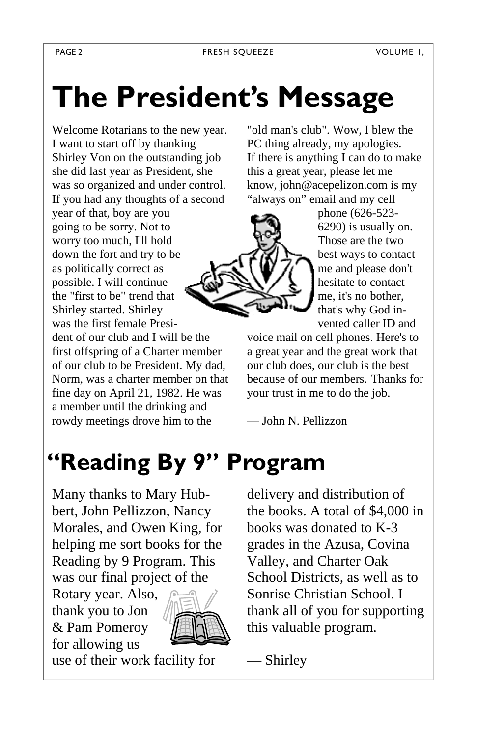# The President's Message

Welcome Rotarians to the new year. I want to start off by thanking Shirley Von on the outstanding job she did last year as President, she was so organized and under control. If you had any thoughts of a second year of that, boy are you going to be sorry. Not to worry too much, I'll hold down the fort and try to be as politically correct as possible. I will continue the "first to be" trend that Shirley started. Shirley was the first female President of our club and I will be the first offspring of a Charter member of our club to be President. My dad, Norm, was a charter member on that fine day on April 21, 1982. He was a member until the drinking and rowdy meetings drove him to the "old man's club". Wow, I blew the PC thing already, my apologies. If there is anything I can do to make this a great year, please let me know, john@acepelizon.com is my "always on" email and my cell phone (626-523-6290) is usually on. Those are the two best ways to contact me and please don't hesitate to contact me, it's no bother, that's why God invented caller ID and voice mail on cell phones. Here's to a great year and the great work that our club does, our club is the best because of our members. Thanks for your trust in me to do the job.

— John N. Pellizzon

# "Reading By 9" Program

Many thanks to Mary Hubbert, John Pellizzon, Nancy Morales, and Owen King, for helping me sort books for the Reading by 9 Program. This was our final project of the Rotary year. Also, thank you to Jon & Pam Pomeroy for allowing us use of their work facility for delivery and distribution of the books. A total of $4,000 in books was donated to K-3 grades in the Azusa, Covina Valley, and Charter Oak School Districts, as well as to Sonrise Christian School. I thank all of you for supporting this valuable program.

— Shirley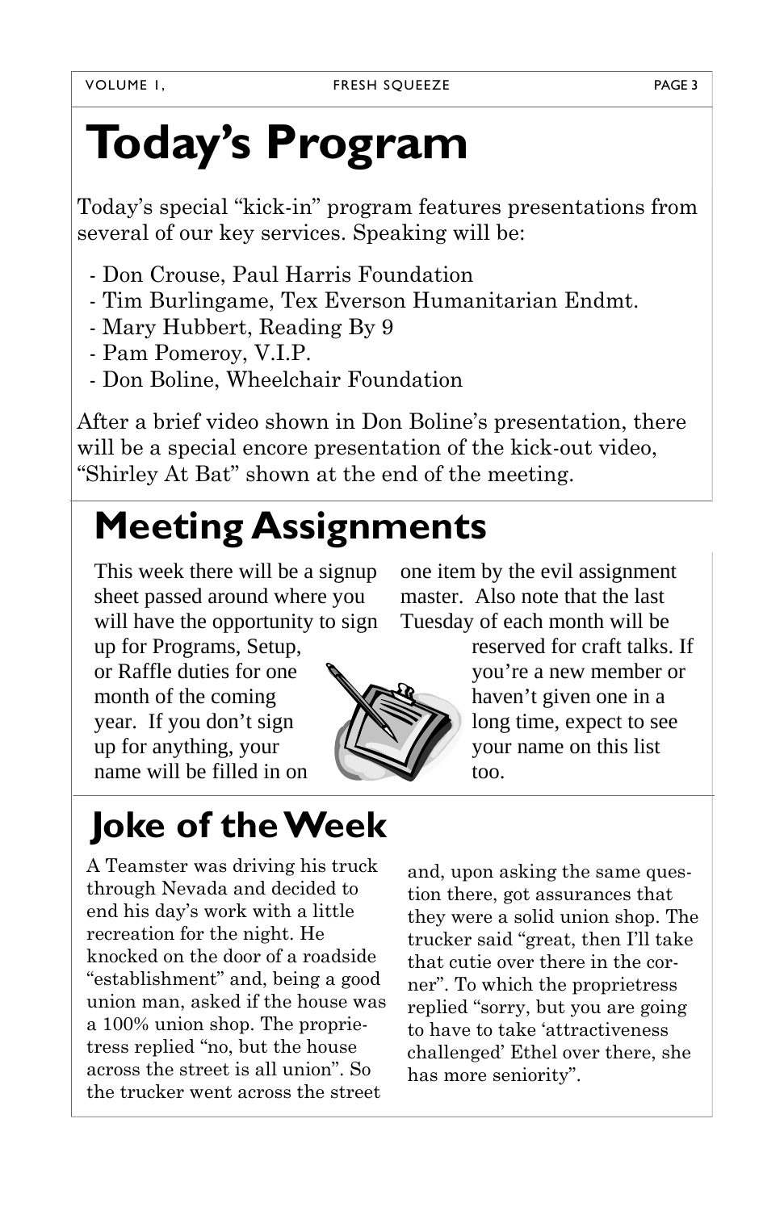# Today's Program

Today's special "kick-in" program features presentations from several of our key services. Speaking will be:

- Don Crouse, Paul Harris Foundation
- Tim Burlingame, Tex Everson Humanitarian Endmt.
- Mary Hubbert, Reading By 9
- Pam Pomeroy, V.I.P.
- Don Boline, Wheelchair Foundation

After a brief video shown in Don Boline's presentation, there will be a special encore presentation of the kick-out video, "Shirley At Bat" shown at the end of the meeting.

# Meeting Assignments

This week there will be a signup sheet passed around where you will have the opportunity to sign up for Programs, Setup, or Raffle duties for one month of the coming year. If you don't sign up for anything, your name will be filled in on one item by the evil assignment master. Also note that the last Tuesday of each month will be reserved for craft talks. If you're a new member or haven't given one in a long time, expect to see your name on this list too.

# Joke of the Week

A Teamster was driving his truck through Nevada and decided to end his day's work with a little recreation for the night. He knocked on the door of a roadside "establishment" and, being a good union man, asked if the house was a 100% union shop. The proprietress replied "no, but the house across the street is all union". So the trucker went across the street and, upon asking the same question there, got assurances that they were a solid union shop. The trucker said "great, then I'll take that cutie over there in the corner". To which the proprietress replied "sorry, but you are going to have to take 'attractiveness challenged' Ethel over there, she has more seniority".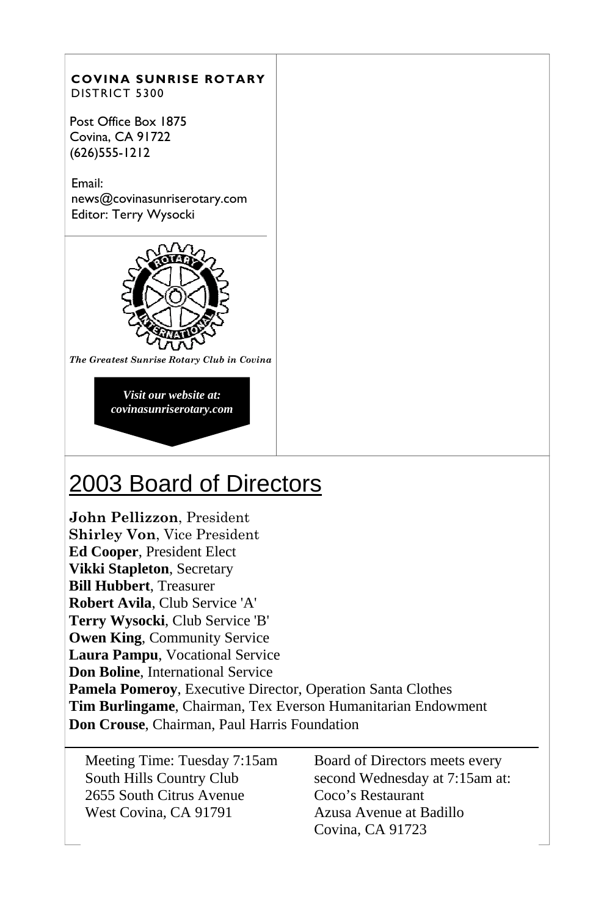**COVINA SUNRISE ROTARY**
DISTRICT 5300

Post Office Box 1875
Covina, CA 91722
(626)555-1212

Email:
news@covinasunriserotary.com
Editor: Terry Wysocki

*The Greatest Sunrise Rotary Club in Covina*

***Visit our website at:***
***covinasunriserotary.com***

## 2003 Board of Directors

**John Pellizzon**, President
**Shirley Von**, Vice President
**Ed Cooper**, President Elect
**Vikki Stapleton**, Secretary
**Bill Hubbert**, Treasurer
**Robert Avila**, Club Service 'A'
**Terry Wysocki**, Club Service 'B'
**Owen King**, Community Service
**Laura Pampu**, Vocational Service
**Don Boline**, International Service
**Pamela Pomeroy**, Executive Director, Operation Santa Clothes
**Tim Burlingame**, Chairman, Tex Everson Humanitarian Endowment
**Don Crouse**, Chairman, Paul Harris Foundation

Meeting Time: Tuesday 7:15am
South Hills Country Club
2655 South Citrus Avenue
West Covina, CA 91791

Board of Directors meets every second Wednesday at 7:15am at:
Coco's Restaurant
Azusa Avenue at Badillo
Covina, CA 91723